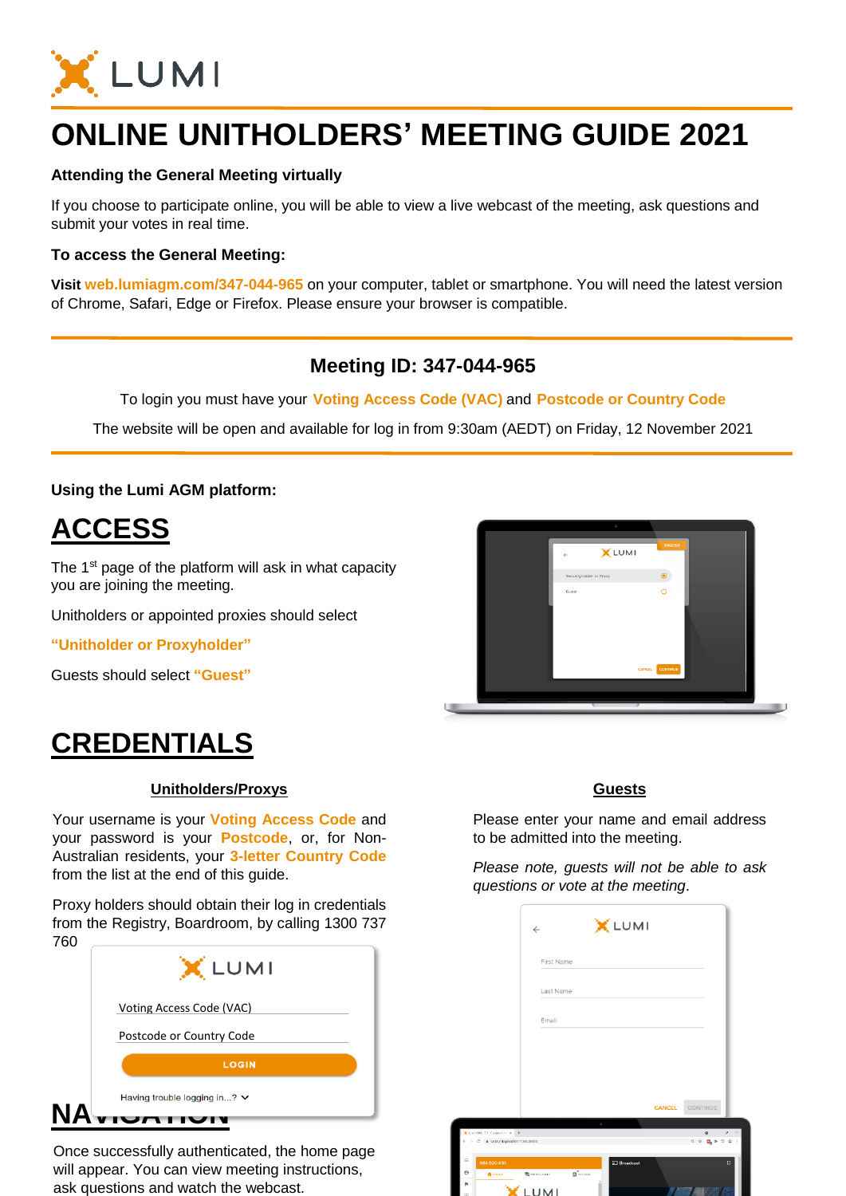# ONLINE UNITHOLDERS' MEETING GUIDE 2021

**Attending the General Meeting virtually**

If you choose to participate online, you will be able to view a live webcast of the meeting, ask questions and submit your votes in real time.

**To access the General Meeting:**

**Visit web.lumiagm.com/347-044-965** on your computer, tablet or smartphone. You will need the latest version of Chrome, Safari, Edge or Firefox. Please ensure your browser is compatible.

## Meeting ID: 347-044-965

To login you must have your **Voting Access Code (VAC)** and **Postcode or Country Code**

The website will be open and available for log in from 9:30am (AEDT) on Friday, 12 November 2021

**Using the Lumi AGM platform:**

## ACCESS

The 1st page of the platform will ask in what capacity you are joining the meeting.

Unitholders or appointed proxies should select

**"Unitholder or Proxyholder"**

Guests should select **"Guest"**

## CREDENTIALS

**Unitholders/Proxys**

Your username is your **Voting Access Code** and your password is your **Postcode**, or, for Non-Australian residents, your **3-letter Country Code** from the list at the end of this guide.

Proxy holders should obtain their log in credentials from the Registry, Boardroom, by calling 1300 737 760

**Guests**

Please enter your name and email address to be admitted into the meeting.

*Please note, guests will not be able to ask questions or vote at the meeting.*

## NAVIGATION

Once successfully authenticated, the home page will appear. You can view meeting instructions, ask questions and watch the webcast.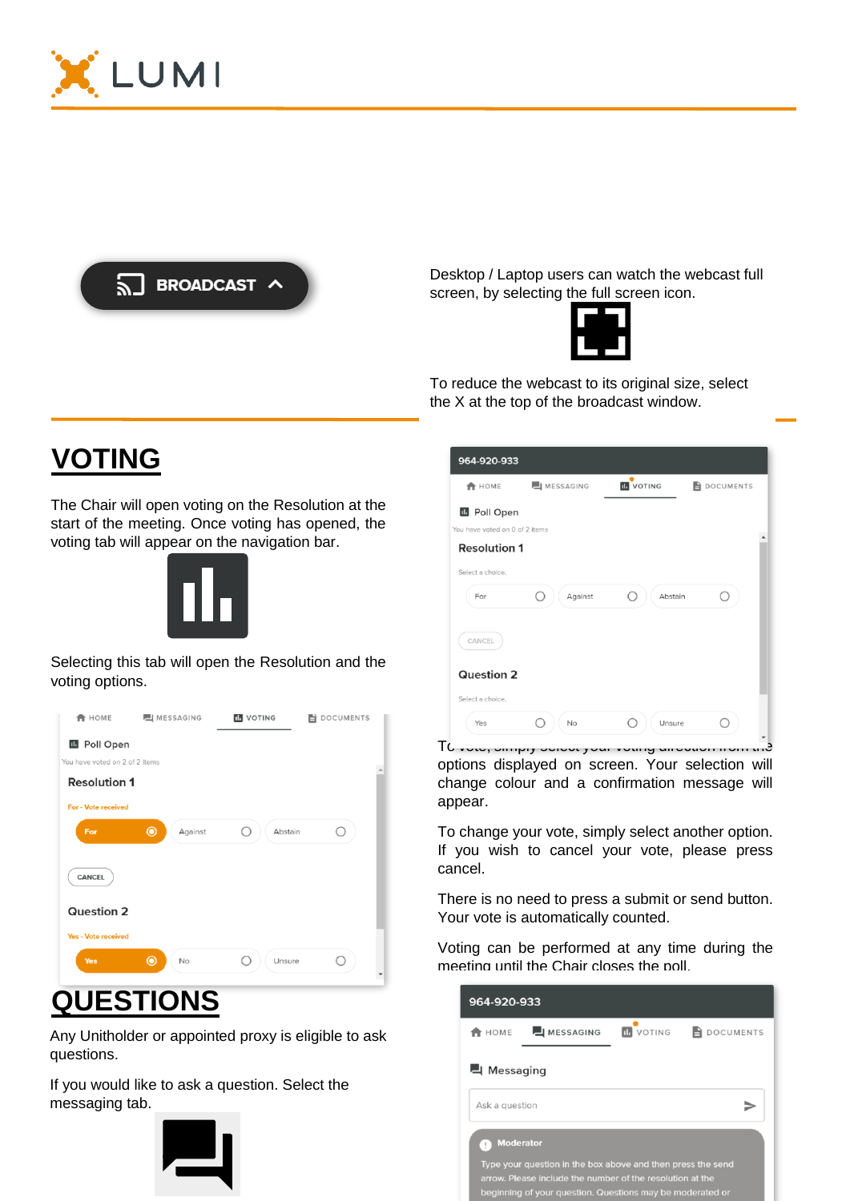Desktop / Laptop users can watch the webcast full screen, by selecting the full screen icon.

To reduce the webcast to its original size, select the X at the top of the broadcast window.

# VOTING

The Chair will open voting on the Resolution at the start of the meeting. Once voting has opened, the voting tab will appear on the navigation bar.

Selecting this tab will open the Resolution and the voting options.

To vote, simply select your voting direction from the options displayed on screen. Your selection will change colour and a confirmation message will appear.

To change your vote, simply select another option. If you wish to cancel your vote, please press cancel.

There is no need to press a submit or send button. Your vote is automatically counted.

Voting can be performed at any time during the meeting until the Chair closes the poll.

# QUESTIONS

Any Unitholder or appointed proxy is eligible to ask questions.

If you would like to ask a question. Select the messaging tab.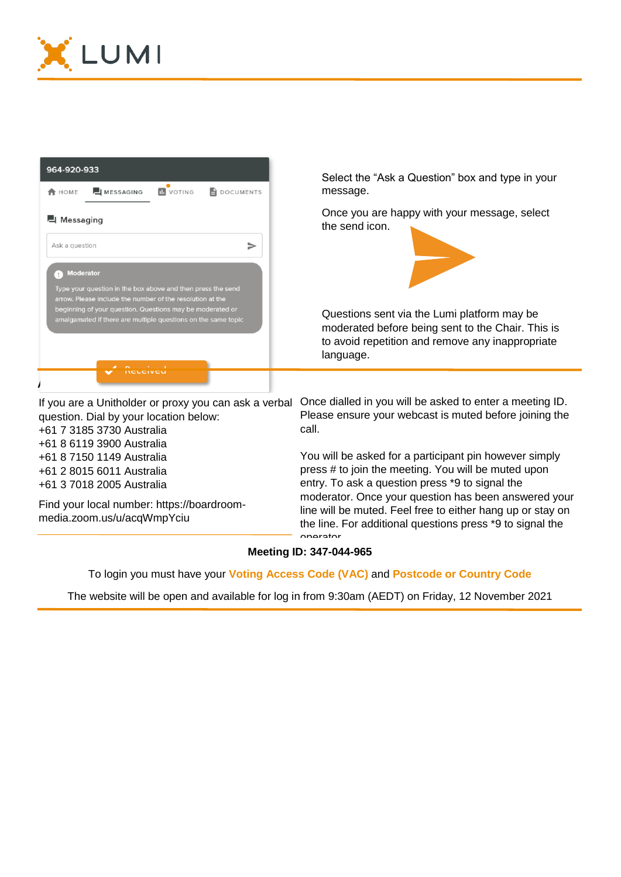Select the "Ask a Question" box and type in your message.

Once you are happy with your message, select the send icon.

Questions sent via the Lumi platform may be moderated before being sent to the Chair. This is to avoid repetition and remove any inappropriate language.

If you are a Unitholder or proxy you can ask a verbal question. Dial by your location below:
+61 7 3185 3730 Australia
+61 8 6119 3900 Australia
+61 8 7150 1149 Australia
+61 2 8015 6011 Australia
+61 3 7018 2005 Australia

Find your local number: https://boardroom-media.zoom.us/u/acqWmpYciu

Once dialled in you will be asked to enter a meeting ID. Please ensure your webcast is muted before joining the call.

You will be asked for a participant pin however simply press # to join the meeting. You will be muted upon entry. To ask a question press *9 to signal the moderator. Once your question has been answered your line will be muted. Feel free to either hang up or stay on the line. For additional questions press *9 to signal the operator

**Meeting ID: 347-044-965**

To login you must have your **Voting Access Code (VAC)** and **Postcode or Country Code**

The website will be open and available for log in from 9:30am (AEDT) on Friday, 12 November 2021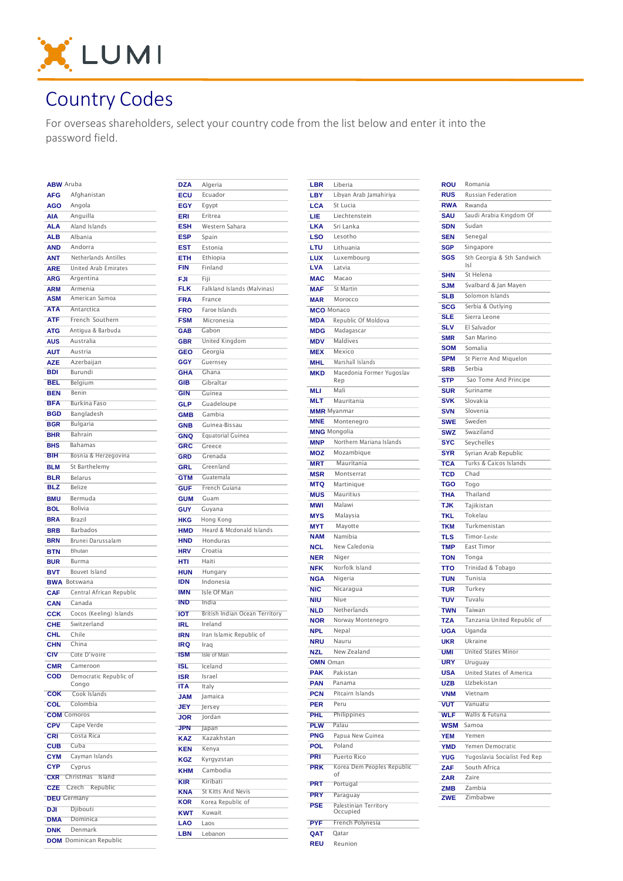LUMI

# Country Codes

For overseas shareholders, select your country code from the list below and enter it into the password field.

| | |
|---|---|
| **ABW** | Aruba |
| **AFG** | Afghanistan |
| **AGO** | Angola |
| **AIA** | Anguilla |
| **ALA** | Aland Islands |
| **ALB** | Albania |
| **AND** | Andorra |
| **ANT** | Netherlands Antilles |
| **ARE** | United Arab Emirates |
| **ARG** | Argentina |
| **ARM** | Armenia |
| **ASM** | American Samoa |
| **ATA** | Antarctica |
| **ATF** | French Southern |
| **ATG** | Antigua & Barbuda |
| **AUS** | Australia |
| **AUT** | Austria |
| **AZE** | Azerbaijan |
| **BDI** | Burundi |
| **BEL** | Belgium |
| **BEN** | Benin |
| **BFA** | Burkina Faso |
| **BGD** | Bangladesh |
| **BGR** | Bulgaria |
| **BHR** | Bahrain |
| **BHS** | Bahamas |
| **BIH** | Bosnia & Herzegovina |
| **BLM** | St Barthelemy |
| **BLR** | Belarus |
| **BLZ** | Belize |
| **BMU** | Bermuda |
| **BOL** | Bolivia |
| **BRA** | Brazil |
| **BRB** | Barbados |
| **BRN** | Brunei Darussalam |
| **BTN** | Bhutan |
| **BUR** | Burma |
| **BVT** | Bouvet Island |
| **BWA** | Botswana |
| **CAF** | Central African Republic |
| **CAN** | Canada |
| **CCK** | Cocos (Keeling) Islands |
| **CHE** | Switzerland |
| **CHL** | Chile |
| **CHN** | China |
| **CIV** | Cote D'ivoire |
| **CMR** | Cameroon |
| **COD** | Democratic Republic of Congo |
| **COK** | Cook Islands |
| **COL** | Colombia |
| **COM** | Comoros |
| **CPV** | Cape Verde |
| **CRI** | Costa Rica |
| **CUB** | Cuba |
| **CYM** | Cayman Islands |
| **CYP** | Cyprus |
| **CXR** | Christmas Island |
| **CZE** | Czech Republic |
| **DEU** | Germany |
| **DJI** | Djibouti |
| **DMA** | Dominica |
| **DNK** | Denmark |
| **DOM** | Dominican Republic |
| **DZA** | Algeria |
| **ECU** | Ecuador |
| **EGY** | Egypt |
| **ERI** | Eritrea |
| **ESH** | Western Sahara |
| **ESP** | Spain |
| **EST** | Estonia |
| **ETH** | Ethiopia |
| **FIN** | Finland |
| **FJI** | Fiji |
| **FLK** | Falkland Islands (Malvinas) |
| **FRA** | France |
| **FRO** | Faroe Islands |
| **FSM** | Micronesia |
| **GAB** | Gabon |
| **GBR** | United Kingdom |
| **GEO** | Georgia |
| **GGY** | Guernsey |
| **GHA** | Ghana |
| **GIB** | Gibraltar |
| **GIN** | Guinea |
| **GLP** | Guadeloupe |
| **GMB** | Gambia |
| **GNB** | Guinea-Bissau |
| **GNQ** | Equatorial Guinea |
| **GRC** | Greece |
| **GRD** | Grenada |
| **GRL** | Greenland |
| **GTM** | Guatemala |
| **GUF** | French Guiana |
| **GUM** | Guam |
| **GUY** | Guyana |
| **HKG** | Hong Kong |
| **HMD** | Heard & Mcdonald Islands |
| **HND** | Honduras |
| **HRV** | Croatia |
| **HTI** | Haiti |
| **HUN** | Hungary |
| **IDN** | Indonesia |
| **IMN** | Isle Of Man |
| **IND** | India |
| **IOT** | British Indian Ocean Territory |
| **IRL** | Ireland |
| **IRN** | Iran Islamic Republic of |
| **IRQ** | Iraq |
| **ISM** | Isle of Man |
| **ISL** | Iceland |
| **ISR** | Israel |
| **ITA** | Italy |
| **JAM** | Jamaica |
| **JEY** | Jersey |
| **JOR** | Jordan |
| **JPN** | Japan |
| **KAZ** | Kazakhstan |
| **KEN** | Kenya |
| **KGZ** | Kyrgyzstan |
| **KHM** | Cambodia |
| **KIR** | Kiribati |
| **KNA** | St Kitts And Nevis |
| **KOR** | Korea Republic of |
| **KWT** | Kuwait |
| **LAO** | Laos |
| **LBN** | Lebanon |
| **LBR** | Liberia |
| **LBY** | Libyan Arab Jamahiriya |
| **LCA** | St Lucia |
| **LIE** | Liechtenstein |
| **LKA** | Sri Lanka |
| **LSO** | Lesotho |
| **LTU** | Lithuania |
| **LUX** | Luxembourg |
| **LVA** | Latvia |
| **MAC** | Macao |
| **MAF** | St Martin |
| **MAR** | Morocco |
| **MCO** | Monaco |
| **MDA** | Republic Of Moldova |
| **MDG** | Madagascar |
| **MDV** | Maldives |
| **MEX** | Mexico |
| **MHL** | Marshall Islands |
| **MKD** | Macedonia Former Yugoslav Rep |
| **MLI** | Mali |
| **MLT** | Mauritania |
| **MMR** | Myanmar |
| **MNE** | Montenegro |
| **MNG** | Mongolia |
| **MNP** | Northern Mariana Islands |
| **MOZ** | Mozambique |
| **MRT** | Mauritania |
| **MSR** | Montserrat |
| **MTQ** | Martinique |
| **MUS** | Mauritius |
| **MWI** | Malawi |
| **MYS** | Malaysia |
| **MYT** | Mayotte |
| **NAM** | Namibia |
| **NCL** | New Caledonia |
| **NER** | Niger |
| **NFK** | Norfolk Island |
| **NGA** | Nigeria |
| **NIC** | Nicaragua |
| **NIU** | Niue |
| **NLD** | Netherlands |
| **NOR** | Norway Montenegro |
| **NPL** | Nepal |
| **NRU** | Nauru |
| **NZL** | New Zealand |
| **OMN** | Oman |
| **PAK** | Pakistan |
| **PAN** | Panama |
| **PCN** | Pitcairn Islands |
| **PER** | Peru |
| **PHL** | Philippines |
| **PLW** | Palau |
| **PNG** | Papua New Guinea |
| **POL** | Poland |
| **PRI** | Puerto Rico |
| **PRK** | Korea Dem Peoples Republic of |
| **PRT** | Portugal |
| **PRY** | Paraguay |
| **PSE** | Palestinian Territory Occupied |
| **PYF** | French Polynesia |
| **QAT** | Qatar |
| **REU** | Reunion |
| **ROU** | Romania |
| **RUS** | Russian Federation |
| **RWA** | Rwanda |
| **SAU** | Saudi Arabia Kingdom Of |
| **SDN** | Sudan |
| **SEN** | Senegal |
| **SGP** | Singapore |
| **SGS** | Sth Georgia & Sth Sandwich Isl |
| **SHN** | St Helena |
| **SJM** | Svalbard & Jan Mayen |
| **SLB** | Solomon Islands |
| **SCG** | Serbia & Outlying |
| **SLE** | Sierra Leone |
| **SLV** | El Salvador |
| **SMR** | San Marino |
| **SOM** | Somalia |
| **SPM** | St Pierre And Miquelon |
| **SRB** | Serbia |
| **STP** | Sao Tome And Principe |
| **SUR** | Suriname |
| **SVK** | Slovakia |
| **SVN** | Slovenia |
| **SWE** | Sweden |
| **SWZ** | Swaziland |
| **SYC** | Seychelles |
| **SYR** | Syrian Arab Republic |
| **TCA** | Turks & Caicos Islands |
| **TCD** | Chad |
| **TGO** | Togo |
| **THA** | Thailand |
| **TJK** | Tajikistan |
| **TKL** | Tokelau |
| **TKM** | Turkmenistan |
| **TLS** | Timor-Leste |
| **TMP** | East Timor |
| **TON** | Tonga |
| **TTO** | Trinidad & Tobago |
| **TUN** | Tunisia |
| **TUR** | Turkey |
| **TUV** | Tuvalu |
| **TWN** | Taiwan |
| **TZA** | Tanzania United Republic of |
| **UGA** | Uganda |
| **UKR** | Ukraine |
| **UMI** | United States Minor |
| **URY** | Uruguay |
| **USA** | United States of America |
| **UZB** | Uzbekistan |
| **VNM** | Vietnam |
| **VUT** | Vanuatu |
| **WLF** | Wallis & Futuna |
| **WSM** | Samoa |
| **YEM** | Yemen |
| **YMD** | Yemen Democratic |
| **YUG** | Yugoslavia Socialist Fed Rep |
| **ZAF** | South Africa |
| **ZAR** | Zaire |
| **ZMB** | Zambia |
| **ZWE** | Zimbabwe |